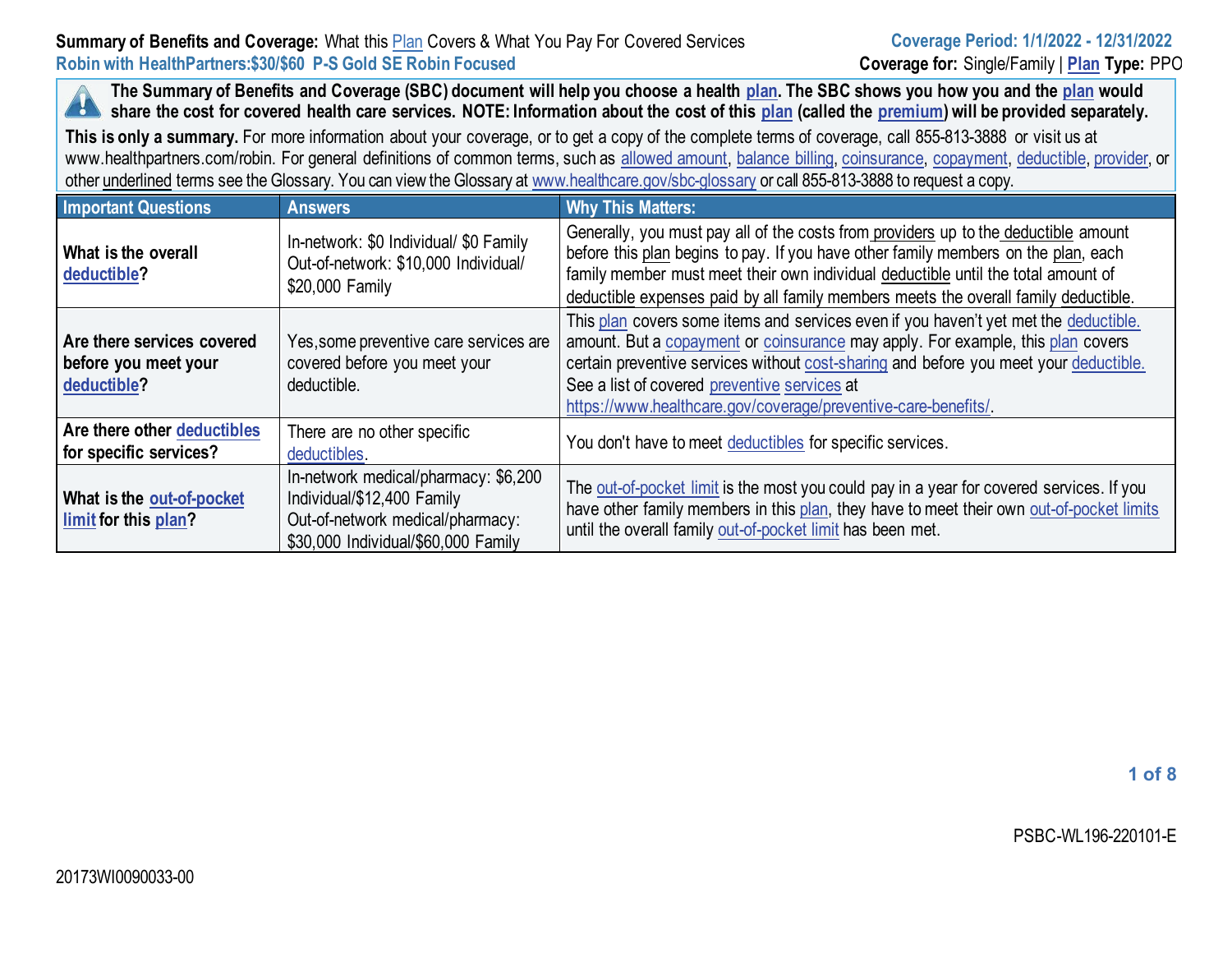**Summary of Benefits and Coverage:** What this Plan Covers & What You Pay For Covered Services
**Coverage Period: 1/1/2022 - 12/31/2022**
**Robin with HealthPartners:$30/$60 P-S Gold SE Robin Focused**
**Coverage for:** Single/Family | **Plan Type:** PPO

**The Summary of Benefits and Coverage (SBC) document will help you choose a health plan. The SBC shows you how you and the plan would share the cost for covered health care services. NOTE: Information about the cost of this plan (called the premium) will be provided separately.**

**This is only a summary.** For more information about your coverage, or to get a copy of the complete terms of coverage, call 855-813-3888 or visit us at www.healthpartners.com/robin. For general definitions of common terms, such as allowed amount, balance billing, coinsurance, copayment, deductible, provider, or other underlined terms see the Glossary. You can view the Glossary at www.healthcare.gov/sbc-glossary or call 855-813-3888 to request a copy.

| Important Questions | Answers | Why This Matters: |
|---|---|---|
| **What is the overall deductible?** | In-network: $0 Individual/ $0 Family<br>Out-of-network: $10,000 Individual/ $20,000 Family | Generally, you must pay all of the costs from providers up to the deductible amount before this plan begins to pay. If you have other family members on the plan, each family member must meet their own individual deductible until the total amount of deductible expenses paid by all family members meets the overall family deductible. |
| **Are there services covered before you meet your deductible?** | Yes,some preventive care services are covered before you meet your deductible. | This plan covers some items and services even if you haven't yet met the deductible. amount. But a copayment or coinsurance may apply. For example, this plan covers certain preventive services without cost-sharing and before you meet your deductible. See a list of covered preventive services at https://www.healthcare.gov/coverage/preventive-care-benefits/. |
| **Are there other deductibles for specific services?** | There are no other specific deductibles. | You don't have to meet deductibles for specific services. |
| **What is the out-of-pocket limit for this plan?** | In-network medical/pharmacy: $6,200 Individual/$12,400 Family<br>Out-of-network medical/pharmacy: $30,000 Individual/$60,000 Family | The out-of-pocket limit is the most you could pay in a year for covered services. If you have other family members in this plan, they have to meet their own out-of-pocket limits until the overall family out-of-pocket limit has been met. |

PSBC-WL196-220101-E

20173WI0090033-00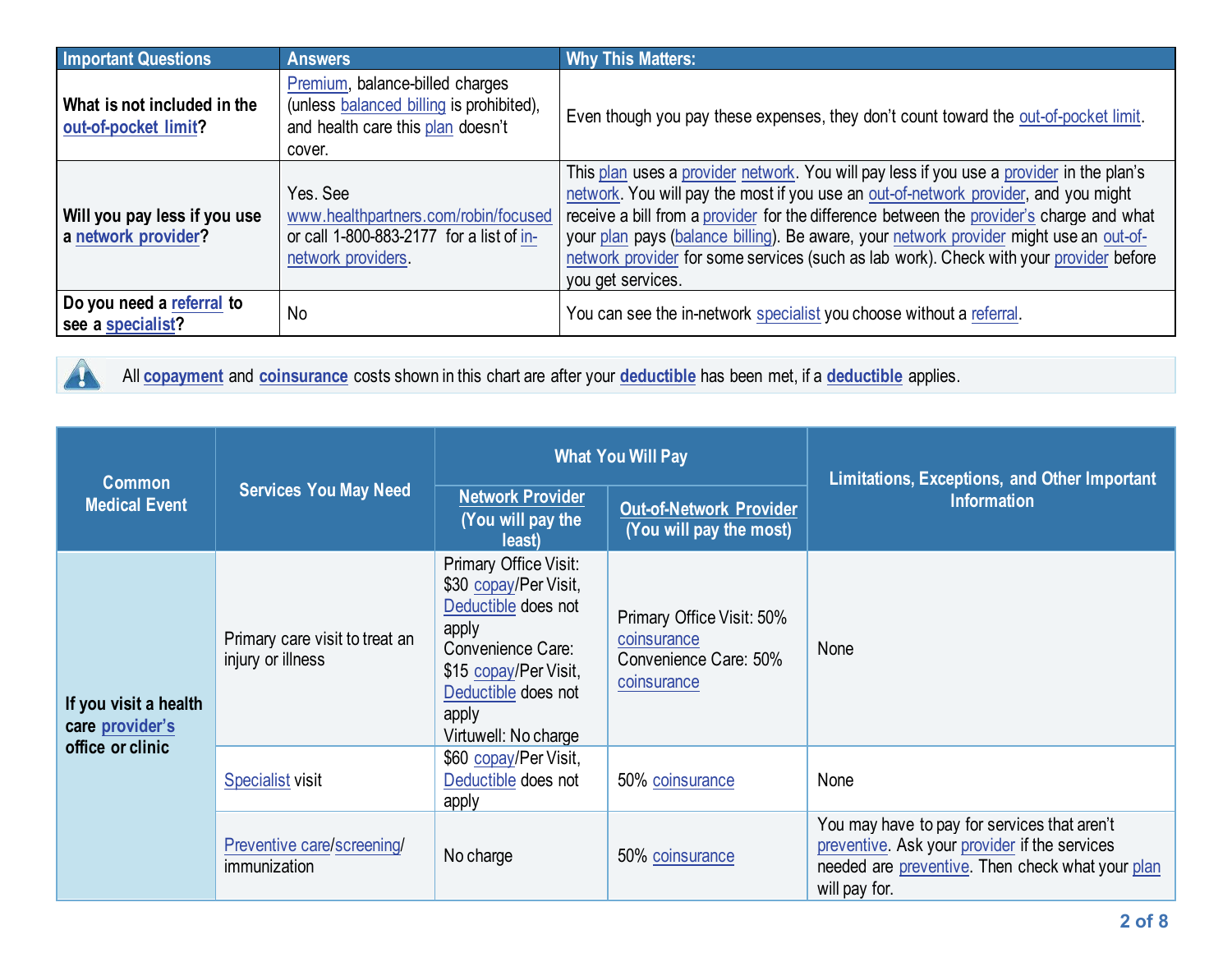| Important Questions | Answers | Why This Matters: |
| --- | --- | --- |
| **What is not included in the out-of-pocket limit?** | Premium, balance-billed charges (unless balanced billing is prohibited), and health care this plan doesn't cover. | Even though you pay these expenses, they don't count toward the out-of-pocket limit. |
| **Will you pay less if you use a network provider?** | Yes. See www.healthpartners.com/robin/focused or call 1-800-883-2177 for a list of in-network providers. | This plan uses a provider network. You will pay less if you use a provider in the plan's network. You will pay the most if you use an out-of-network provider, and you might receive a bill from a provider for the difference between the provider's charge and what your plan pays (balance billing). Be aware, your network provider might use an out-of-network provider for some services (such as lab work). Check with your provider before you get services. |
| **Do you need a referral to see a specialist?** | No | You can see the in-network specialist you choose without a referral. |

All **copayment** and **coinsurance** costs shown in this chart are after your **deductible** has been met, if a **deductible** applies.

| Common Medical Event | Services You May Need | What You Will Pay | | Limitations, Exceptions, and Other Important Information |
| --- | --- | --- | --- | --- |
| | | Network Provider (You will pay the least) | Out-of-Network Provider (You will pay the most) | |
| **If you visit a health care provider's office or clinic** | Primary care visit to treat an injury or illness | Primary Office Visit: $30 copay/Per Visit, Deductible does not apply<br>Convenience Care: $15 copay/Per Visit, Deductible does not apply<br>Virtuwell: No charge | Primary Office Visit: 50% coinsurance<br>Convenience Care: 50% coinsurance | None |
| | Specialist visit | $60 copay/Per Visit, Deductible does not apply | 50% coinsurance | None |
| | Preventive care/screening/ immunization | No charge | 50% coinsurance | You may have to pay for services that aren't preventive. Ask your provider if the services needed are preventive. Then check what your plan will pay for. |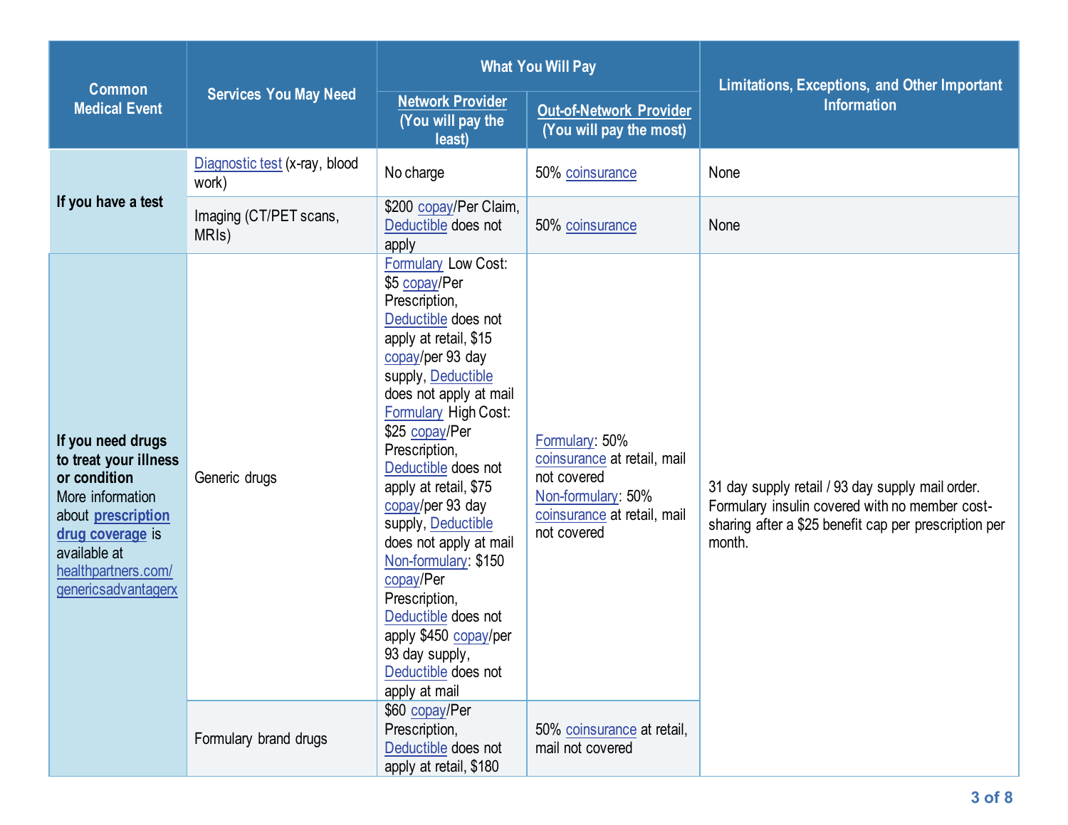| Common Medical Event | Services You May Need | What You Will Pay | | Limitations, Exceptions, and Other Important Information |
|---|---|---|---|---|
| | | Network Provider (You will pay the least) | Out-of-Network Provider (You will pay the most) | |
| If you have a test | Diagnostic test (x-ray, blood work) | No charge | 50% coinsurance | None |
| | Imaging (CT/PET scans, MRIs) | $200 copay/Per Claim, Deductible does not apply | 50% coinsurance | None |
| **If you need drugs to treat your illness or condition** More information about **prescription drug coverage** is available at healthpartners.com/genericsadvantagerx | Generic drugs | Formulary Low Cost: $5 copay/Per Prescription, Deductible does not apply at retail, $15 copay/per 93 day supply, Deductible does not apply at mail Formulary High Cost: $25 copay/Per Prescription, Deductible does not apply at retail, $75 copay/per 93 day supply, Deductible does not apply at mail Non-formulary: $150 copay/Per Prescription, Deductible does not apply $450 copay/per 93 day supply, Deductible does not apply at mail | Formulary: 50% coinsurance at retail, mail not covered Non-formulary: 50% coinsurance at retail, mail not covered | 31 day supply retail / 93 day supply mail order. Formulary insulin covered with no member cost-sharing after a $25 benefit cap per prescription per month. |
| | Formulary brand drugs | $60 copay/Per Prescription, Deductible does not apply at retail, $180 | 50% coinsurance at retail, mail not covered | |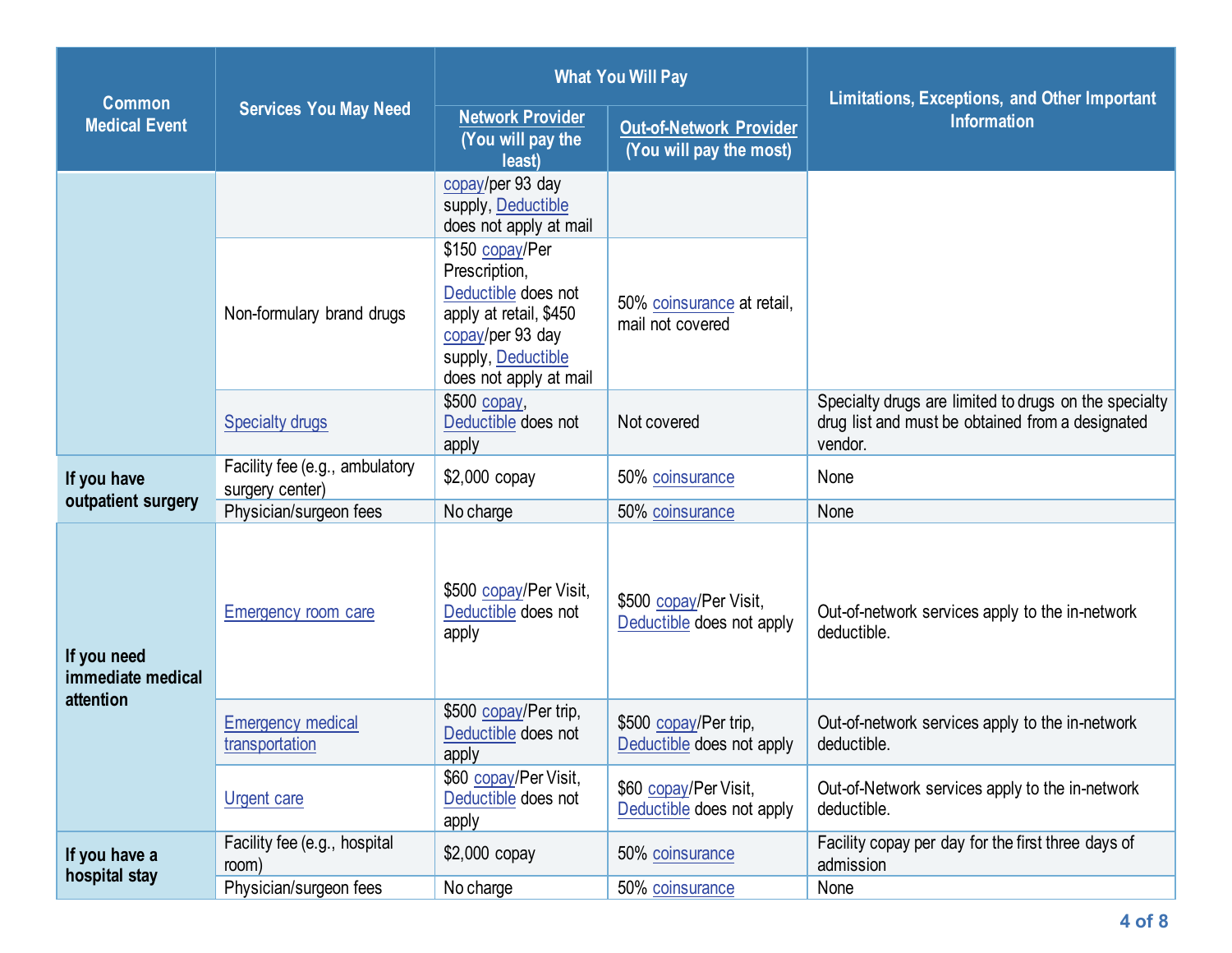| Common Medical Event | Services You May Need | What You Will Pay | | Limitations, Exceptions, and Other Important Information |
|---|---|---|---|---|
| | | Network Provider (You will pay the least) | Out-of-Network Provider (You will pay the most) | |
| | | copay/per 93 day supply, Deductible does not apply at mail | | |
| | Non-formulary brand drugs | $150 copay/Per Prescription, Deductible does not apply at retail, $450 copay/per 93 day supply, Deductible does not apply at mail | 50% coinsurance at retail, mail not covered | |
| | Specialty drugs | $500 copay, Deductible does not apply | Not covered | Specialty drugs are limited to drugs on the specialty drug list and must be obtained from a designated vendor. |
| If you have outpatient surgery | Facility fee (e.g., ambulatory surgery center) | $2,000 copay | 50% coinsurance | None |
| | Physician/surgeon fees | No charge | 50% coinsurance | None |
| If you need immediate medical attention | Emergency room care | $500 copay/Per Visit, Deductible does not apply | $500 copay/Per Visit, Deductible does not apply | Out-of-network services apply to the in-network deductible. |
| | Emergency medical transportation | $500 copay/Per trip, Deductible does not apply | $500 copay/Per trip, Deductible does not apply | Out-of-network services apply to the in-network deductible. |
| | Urgent care | $60 copay/Per Visit, Deductible does not apply | $60 copay/Per Visit, Deductible does not apply | Out-of-Network services apply to the in-network deductible. |
| If you have a hospital stay | Facility fee (e.g., hospital room) | $2,000 copay | 50% coinsurance | Facility copay per day for the first three days of admission |
| | Physician/surgeon fees | No charge | 50% coinsurance | None |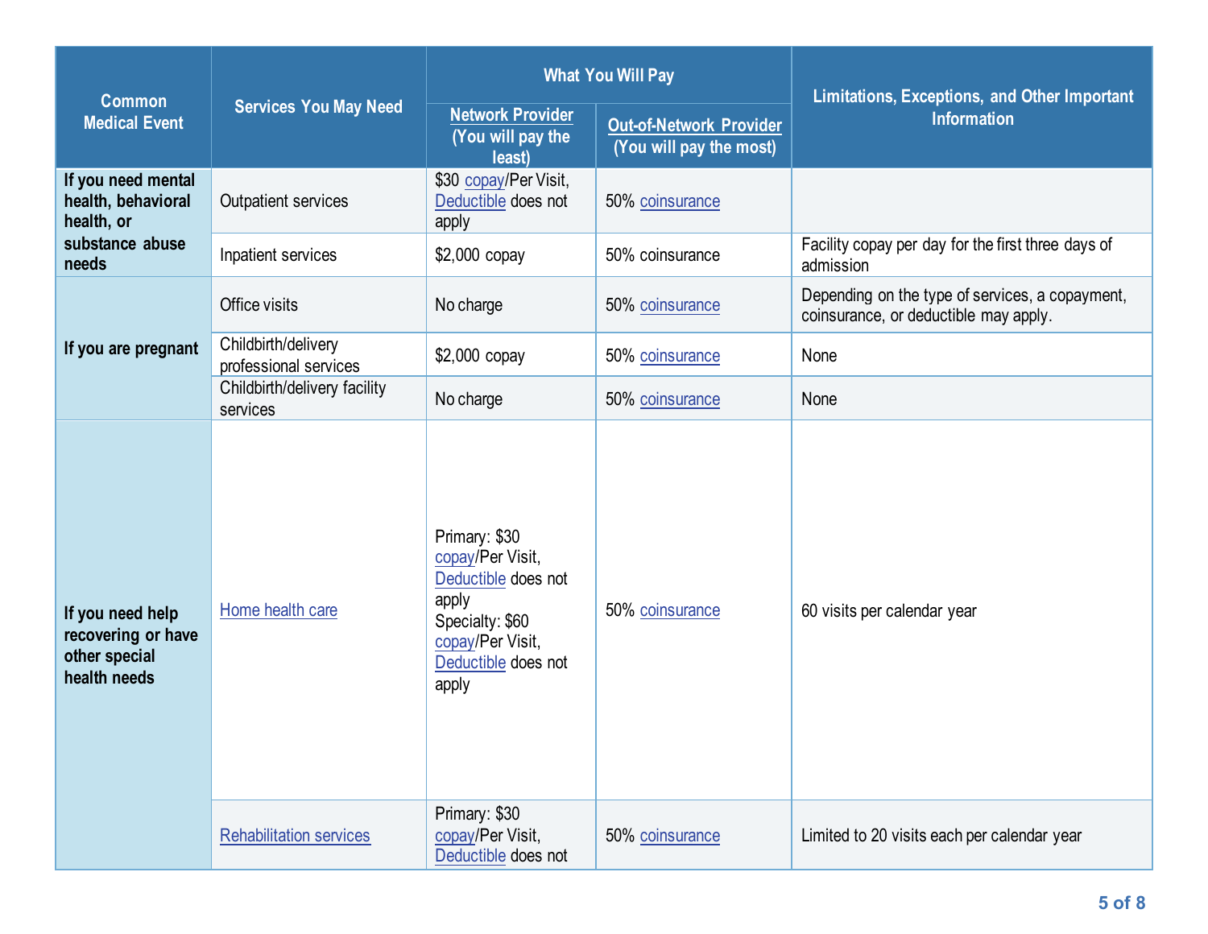| Common Medical Event | Services You May Need | What You Will Pay | | Limitations, Exceptions, and Other Important Information |
|---|---|---|---|---|
| | | Network Provider (You will pay the least) | Out-of-Network Provider (You will pay the most) | |
| If you need mental health, behavioral health, or substance abuse needs | Outpatient services | $30 copay/Per Visit, Deductible does not apply | 50% coinsurance | |
| | Inpatient services | $2,000 copay | 50% coinsurance | Facility copay per day for the first three days of admission |
| If you are pregnant | Office visits | No charge | 50% coinsurance | Depending on the type of services, a copayment, coinsurance, or deductible may apply. |
| | Childbirth/delivery professional services | $2,000 copay | 50% coinsurance | None |
| | Childbirth/delivery facility services | No charge | 50% coinsurance | None |
| If you need help recovering or have other special health needs | Home health care | Primary: $30 copay/Per Visit, Deductible does not apply<br>Specialty: $60 copay/Per Visit, Deductible does not apply | 50% coinsurance | 60 visits per calendar year |
| | Rehabilitation services | Primary: $30 copay/Per Visit, Deductible does not | 50% coinsurance | Limited to 20 visits each per calendar year |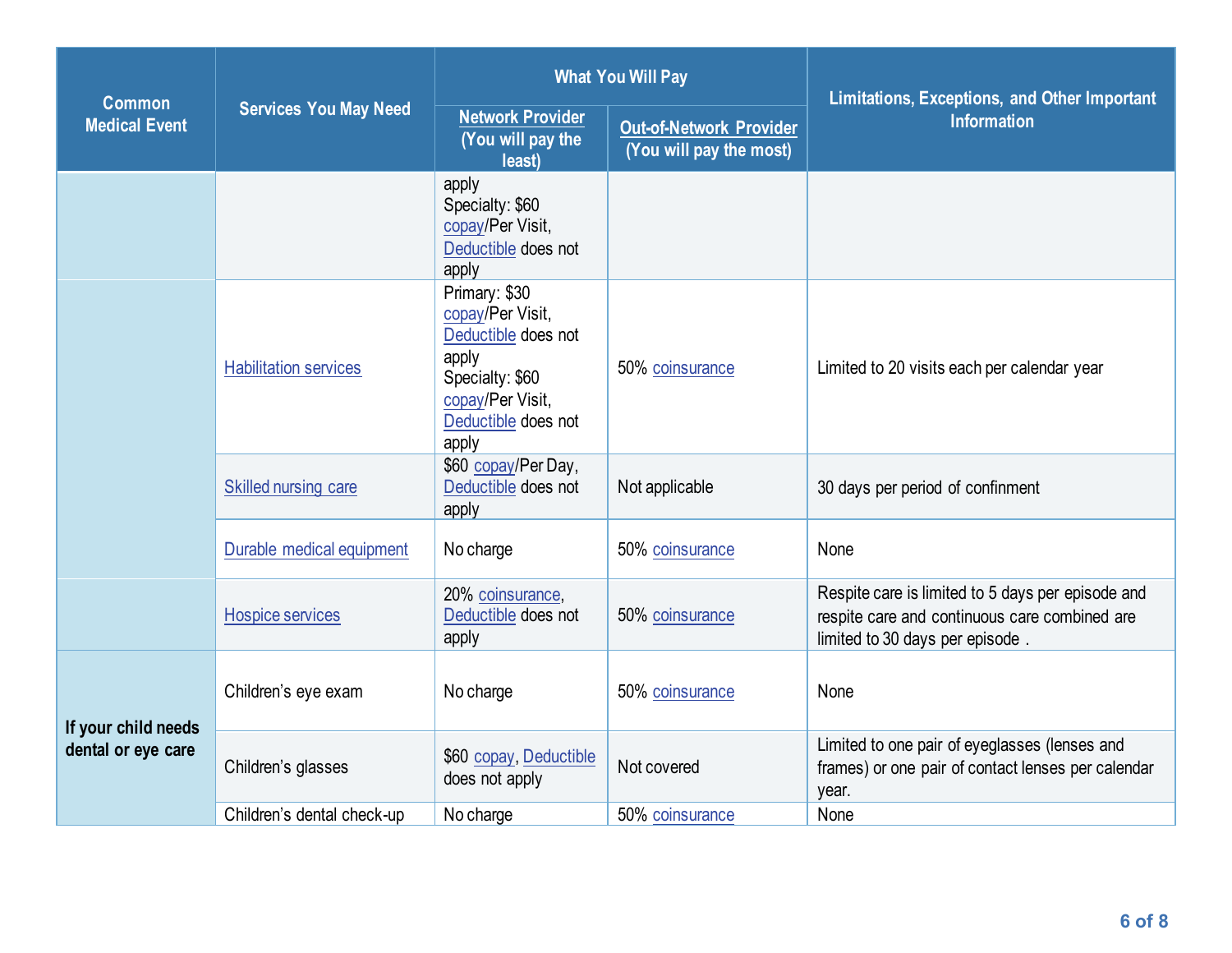| Common Medical Event | Services You May Need | What You Will Pay | | Limitations, Exceptions, and Other Important Information |
|---|---|---|---|---|
| | | Network Provider (You will pay the least) | Out-of-Network Provider (You will pay the most) | |
| | | apply<br>Specialty: $60 copay/Per Visit, Deductible does not apply | | |
| | Habilitation services | Primary: $30 copay/Per Visit, Deductible does not apply<br>Specialty: $60 copay/Per Visit, Deductible does not apply | 50% coinsurance | Limited to 20 visits each per calendar year |
| | Skilled nursing care | $60 copay/Per Day, Deductible does not apply | Not applicable | 30 days per period of confinment |
| | Durable medical equipment | No charge | 50% coinsurance | None |
| | Hospice services | 20% coinsurance, Deductible does not apply | 50% coinsurance | Respite care is limited to 5 days per episode and respite care and continuous care combined are limited to 30 days per episode . |
| **If your child needs dental or eye care** | Children's eye exam | No charge | 50% coinsurance | None |
| | Children's glasses | $60 copay, Deductible does not apply | Not covered | Limited to one pair of eyeglasses (lenses and frames) or one pair of contact lenses per calendar year. |
| | Children's dental check-up | No charge | 50% coinsurance | None |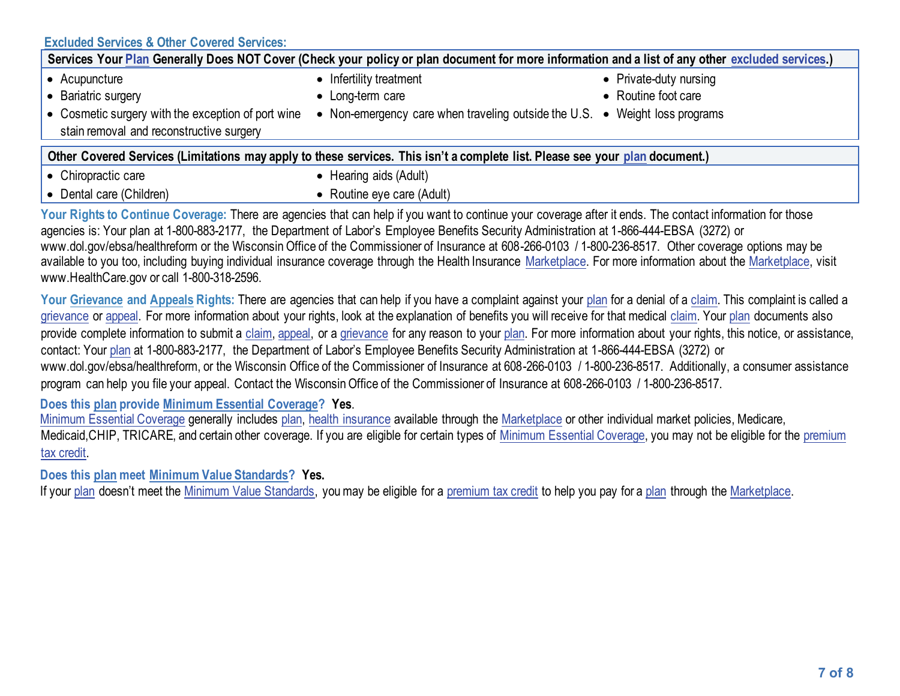## Excluded Services & Other Covered Services:

| Services Your Plan Generally Does NOT Cover (Check your policy or plan document for more information and a list of any other excluded services.) | | |
|---|---|---|
| • Acupuncture<br>• Bariatric surgery<br>• Cosmetic surgery with the exception of port wine stain removal and reconstructive surgery | • Infertility treatment<br>• Long-term care<br>• Non-emergency care when traveling outside the U.S. | • Private-duty nursing<br>• Routine foot care<br>• Weight loss programs |

| Other Covered Services (Limitations may apply to these services. This isn't a complete list. Please see your plan document.) | |
|---|---|
| • Chiropractic care<br>• Dental care (Children) | • Hearing aids (Adult)<br>• Routine eye care (Adult) |

**Your Rights to Continue Coverage:** There are agencies that can help if you want to continue your coverage after it ends. The contact information for those agencies is: Your plan at 1-800-883-2177, the Department of Labor's Employee Benefits Security Administration at 1-866-444-EBSA (3272) or www.dol.gov/ebsa/healthreform or the Wisconsin Office of the Commissioner of Insurance at 608-266-0103 / 1-800-236-8517. Other coverage options may be available to you too, including buying individual insurance coverage through the Health Insurance Marketplace. For more information about the Marketplace, visit www.HealthCare.gov or call 1-800-318-2596.

**Your Grievance and Appeals Rights:** There are agencies that can help if you have a complaint against your plan for a denial of a claim. This complaint is called a grievance or appeal. For more information about your rights, look at the explanation of benefits you will receive for that medical claim. Your plan documents also provide complete information to submit a claim, appeal, or a grievance for any reason to your plan. For more information about your rights, this notice, or assistance, contact: Your plan at 1-800-883-2177, the Department of Labor's Employee Benefits Security Administration at 1-866-444-EBSA (3272) or www.dol.gov/ebsa/healthreform, or the Wisconsin Office of the Commissioner of Insurance at 608-266-0103 / 1-800-236-8517. Additionally, a consumer assistance program can help you file your appeal. Contact the Wisconsin Office of the Commissioner of Insurance at 608-266-0103 / 1-800-236-8517.

**Does this plan provide Minimum Essential Coverage? Yes.**

Minimum Essential Coverage generally includes plan, health insurance available through the Marketplace or other individual market policies, Medicare, Medicaid,CHIP, TRICARE, and certain other coverage. If you are eligible for certain types of Minimum Essential Coverage, you may not be eligible for the premium tax credit.

**Does this plan meet Minimum Value Standards? Yes.**

If your plan doesn't meet the Minimum Value Standards, you may be eligible for a premium tax credit to help you pay for a plan through the Marketplace.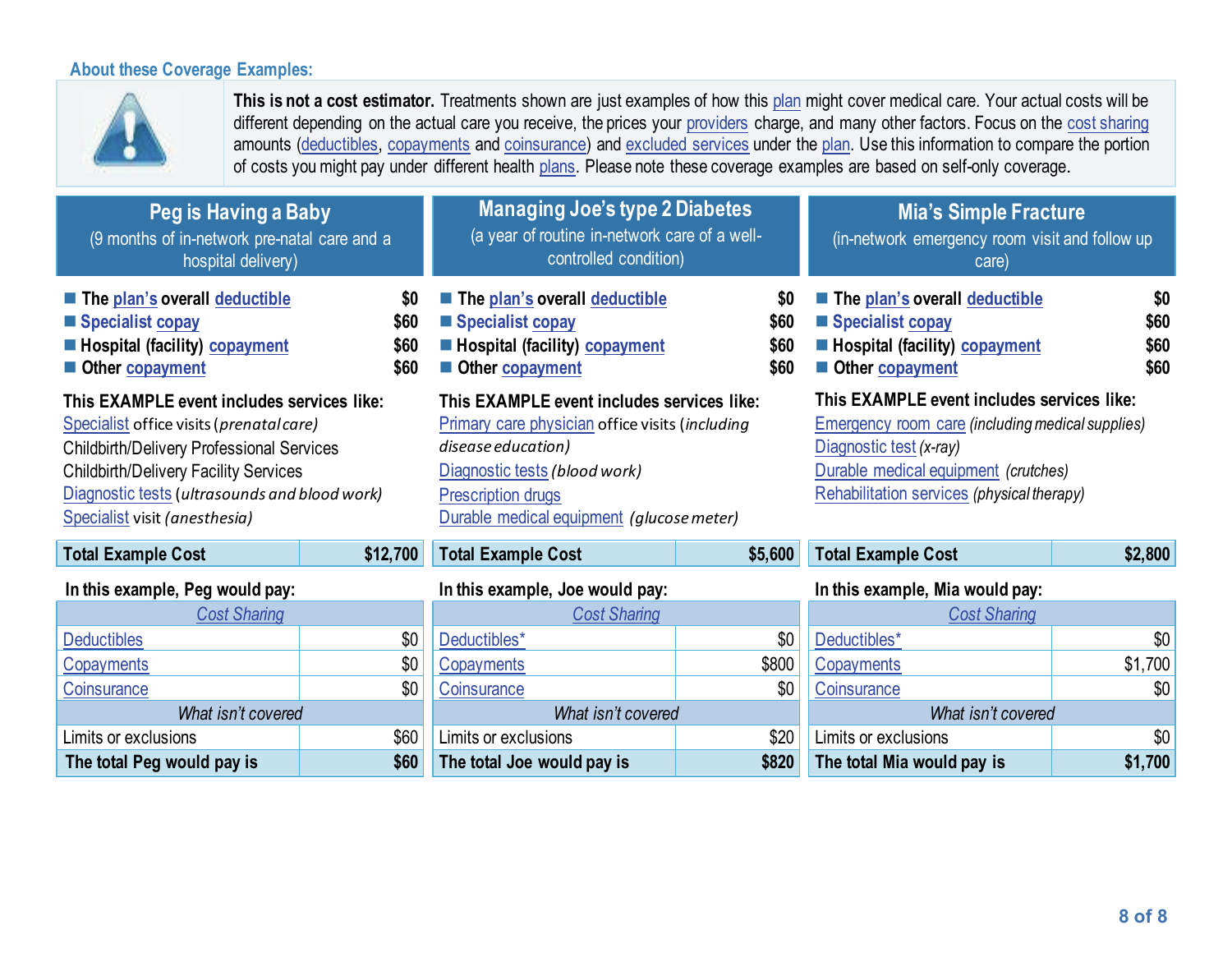### About these Coverage Examples:

**This is not a cost estimator.** Treatments shown are just examples of how this plan might cover medical care. Your actual costs will be different depending on the actual care you receive, the prices your providers charge, and many other factors. Focus on the cost sharing amounts (deductibles, copayments and coinsurance) and excluded services under the plan. Use this information to compare the portion of costs you might pay under different health plans. Please note these coverage examples are based on self-only coverage.

## Peg is Having a Baby

(9 months of in-network pre-natal care and a hospital delivery)

- **The plan's overall deductible** — **$0**
- **Specialist copay** — **$60**
- **Hospital (facility) copayment** — **$60**
- **Other copayment** — **$60**

**This EXAMPLE event includes services like:**

Specialist office visits (*prenatal care*)
Childbirth/Delivery Professional Services
Childbirth/Delivery Facility Services
Diagnostic tests (*ultrasounds and blood work*)
Specialist visit (*anesthesia*)

| **Total Example Cost** | **$12,700** |
|---|---|

**In this example, Peg would pay:**

| *Cost Sharing* | |
|---|---|
| Deductibles | $0 |
| Copayments | $0 |
| Coinsurance | $0 |
| *What isn't covered* | |
| Limits or exclusions | $60 |
| **The total Peg would pay is** | **$60** |

## Managing Joe's type 2 Diabetes

(a year of routine in-network care of a well-controlled condition)

- **The plan's overall deductible** — **$0**
- **Specialist copay** — **$60**
- **Hospital (facility) copayment** — **$60**
- **Other copayment** — **$60**

**This EXAMPLE event includes services like:**

Primary care physician office visits (*including disease education*)
Diagnostic tests (*blood work*)
Prescription drugs
Durable medical equipment (*glucose meter*)

| **Total Example Cost** | **$5,600** |
|---|---|

**In this example, Joe would pay:**

| *Cost Sharing* | |
|---|---|
| Deductibles* | $0 |
| Copayments | $800 |
| Coinsurance | $0 |
| *What isn't covered* | |
| Limits or exclusions | $20 |
| **The total Joe would pay is** | **$820** |

## Mia's Simple Fracture

(in-network emergency room visit and follow up care)

- **The plan's overall deductible** — **$0**
- **Specialist copay** — **$60**
- **Hospital (facility) copayment** — **$60**
- **Other copayment** — **$60**

**This EXAMPLE event includes services like:**

Emergency room care (*including medical supplies*)
Diagnostic test (*x-ray*)
Durable medical equipment (*crutches*)
Rehabilitation services (*physical therapy*)

| **Total Example Cost** | **$2,800** |
|---|---|

**In this example, Mia would pay:**

| *Cost Sharing* | |
|---|---|
| Deductibles* | $0 |
| Copayments | $1,700 |
| Coinsurance | $0 |
| *What isn't covered* | |
| Limits or exclusions | $0 |
| **The total Mia would pay is** | **$1,700** |